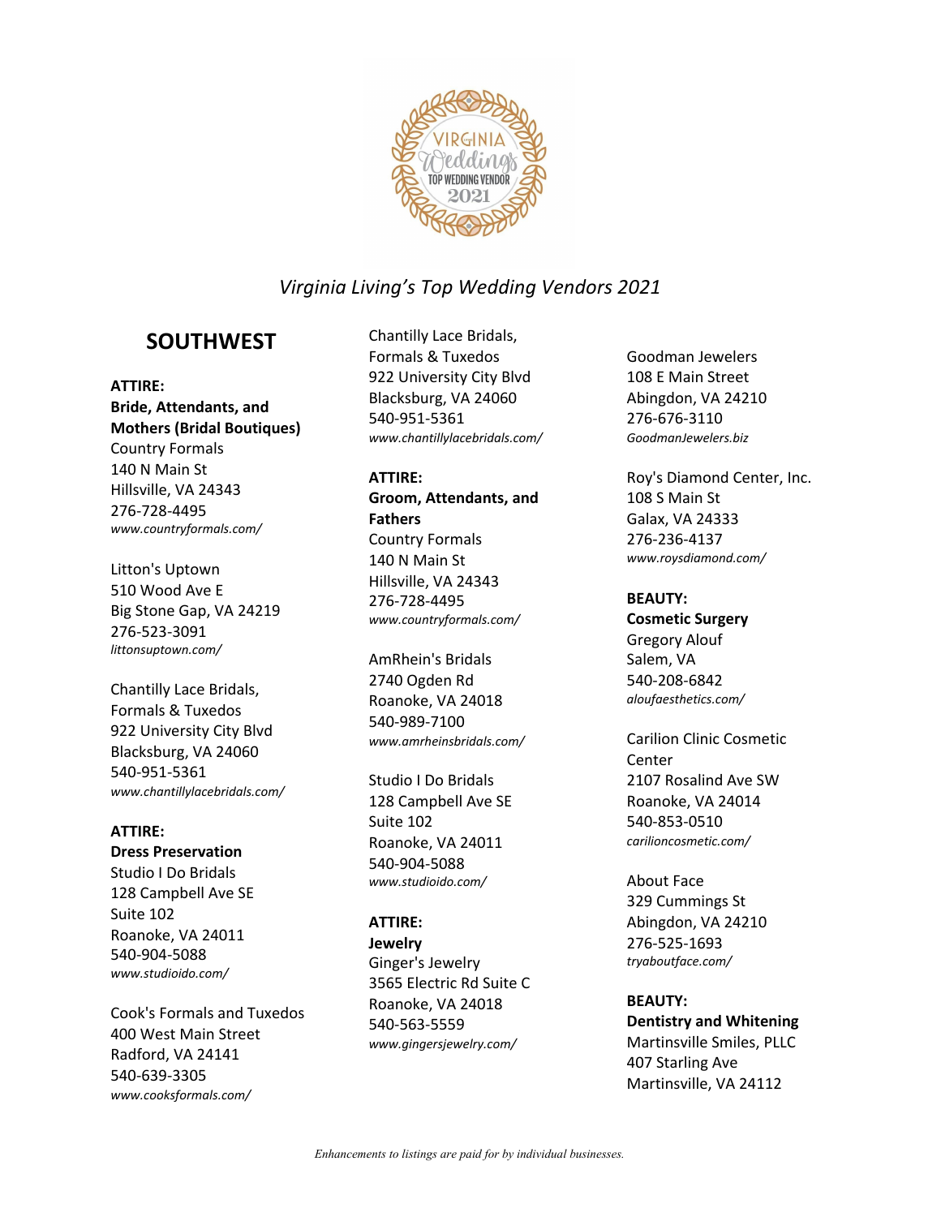*Virginia Living's Top Wedding Vendors 2021*

## SOUTHWEST

**ATTIRE:**
**Bride, Attendants, and Mothers (Bridal Boutiques)**

Country Formals
140 N Main St
Hillsville, VA 24343
276-728-4495
*www.countryformals.com/*

Litton's Uptown
510 Wood Ave E
Big Stone Gap, VA 24219
276-523-3091
*littonsuptown.com/*

Chantilly Lace Bridals, Formals & Tuxedos
922 University City Blvd
Blacksburg, VA 24060
540-951-5361
*www.chantillylacebridals.com/*

**ATTIRE:**
**Dress Preservation**

Studio I Do Bridals
128 Campbell Ave SE
Suite 102
Roanoke, VA 24011
540-904-5088
*www.studioido.com/*

Cook's Formals and Tuxedos
400 West Main Street
Radford, VA 24141
540-639-3305
*www.cooksformals.com/*

Chantilly Lace Bridals, Formals & Tuxedos
922 University City Blvd
Blacksburg, VA 24060
540-951-5361
*www.chantillylacebridals.com/*

**ATTIRE:**
**Groom, Attendants, and Fathers**

Country Formals
140 N Main St
Hillsville, VA 24343
276-728-4495
*www.countryformals.com/*

AmRhein's Bridals
2740 Ogden Rd
Roanoke, VA 24018
540-989-7100
*www.amrheinsbridals.com/*

Studio I Do Bridals
128 Campbell Ave SE
Suite 102
Roanoke, VA 24011
540-904-5088
*www.studioido.com/*

**ATTIRE:**
**Jewelry**

Ginger's Jewelry
3565 Electric Rd Suite C
Roanoke, VA 24018
540-563-5559
*www.gingersjewelry.com/*

Goodman Jewelers
108 E Main Street
Abingdon, VA 24210
276-676-3110
*GoodmanJewelers.biz*

Roy's Diamond Center, Inc.
108 S Main St
Galax, VA 24333
276-236-4137
*www.roysdiamond.com/*

**BEAUTY:**
**Cosmetic Surgery**

Gregory Alouf
Salem, VA
540-208-6842
*aloufaesthetics.com/*

Carilion Clinic Cosmetic Center
2107 Rosalind Ave SW
Roanoke, VA 24014
540-853-0510
*carilioncosmetic.com/*

About Face
329 Cummings St
Abingdon, VA 24210
276-525-1693
*tryaboutface.com/*

**BEAUTY:**
**Dentistry and Whitening**

Martinsville Smiles, PLLC
407 Starling Ave
Martinsville, VA 24112

*Enhancements to listings are paid for by individual businesses.*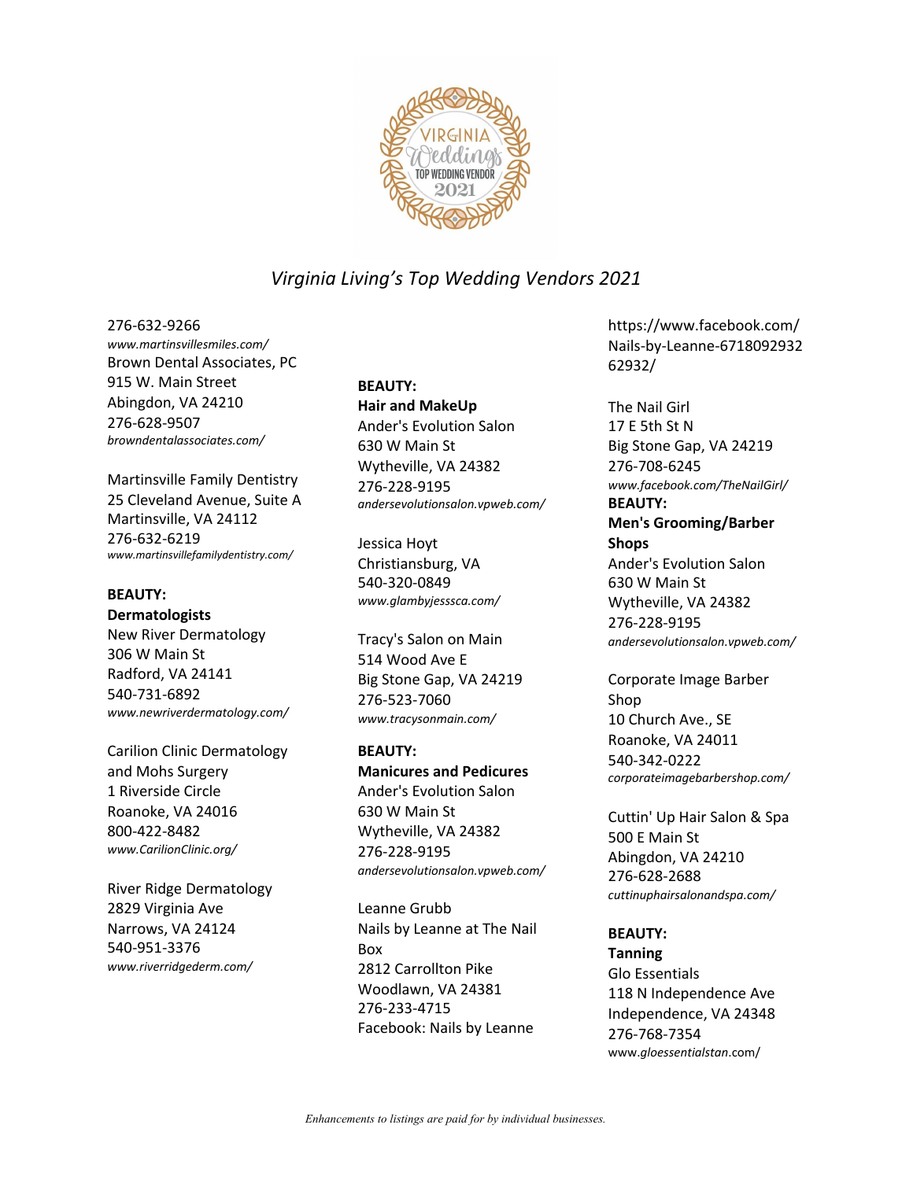# Virginia Living's Top Wedding Vendors 2021

276-632-9266
*www.martinsvillesmiles.com/*

Brown Dental Associates, PC
915 W. Main Street
Abingdon, VA 24210
276-628-9507
*browndentalassociates.com/*

Martinsville Family Dentistry
25 Cleveland Avenue, Suite A
Martinsville, VA 24112
276-632-6219
*www.martinsvillefamilydentistry.com/*

**BEAUTY:**
**Dermatologists**

New River Dermatology
306 W Main St
Radford, VA 24141
540-731-6892
*www.newriverdermatology.com/*

Carilion Clinic Dermatology and Mohs Surgery
1 Riverside Circle
Roanoke, VA 24016
800-422-8482
*www.CarilionClinic.org/*

River Ridge Dermatology
2829 Virginia Ave
Narrows, VA 24124
540-951-3376
*www.riverridgederm.com/*

**BEAUTY:**
**Hair and MakeUp**

Ander's Evolution Salon
630 W Main St
Wytheville, VA 24382
276-228-9195
*andersevolutionsalon.vpweb.com/*

Jessica Hoyt
Christiansburg, VA
540-320-0849
*www.glambyjesssca.com/*

Tracy's Salon on Main
514 Wood Ave E
Big Stone Gap, VA 24219
276-523-7060
*www.tracysonmain.com/*

**BEAUTY:**
**Manicures and Pedicures**

Ander's Evolution Salon
630 W Main St
Wytheville, VA 24382
276-228-9195
*andersevolutionsalon.vpweb.com/*

Leanne Grubb
Nails by Leanne at The Nail Box
2812 Carrollton Pike
Woodlawn, VA 24381
276-233-4715
Facebook: Nails by Leanne
https://www.facebook.com/Nails-by-Leanne-671809293262932/

The Nail Girl
17 E 5th St N
Big Stone Gap, VA 24219
276-708-6245
*www.facebook.com/TheNailGirl/*

**BEAUTY:**
**Men's Grooming/Barber Shops**

Ander's Evolution Salon
630 W Main St
Wytheville, VA 24382
276-228-9195
*andersevolutionsalon.vpweb.com/*

Corporate Image Barber Shop
10 Church Ave., SE
Roanoke, VA 24011
540-342-0222
*corporateimagebarbershop.com/*

Cuttin' Up Hair Salon & Spa
500 E Main St
Abingdon, VA 24210
276-628-2688
*cuttinuphairsalonandspa.com/*

**BEAUTY:**
**Tanning**

Glo Essentials
118 N Independence Ave
Independence, VA 24348
276-768-7354
www.*gloessentialstan*.com/

*Enhancements to listings are paid for by individual businesses.*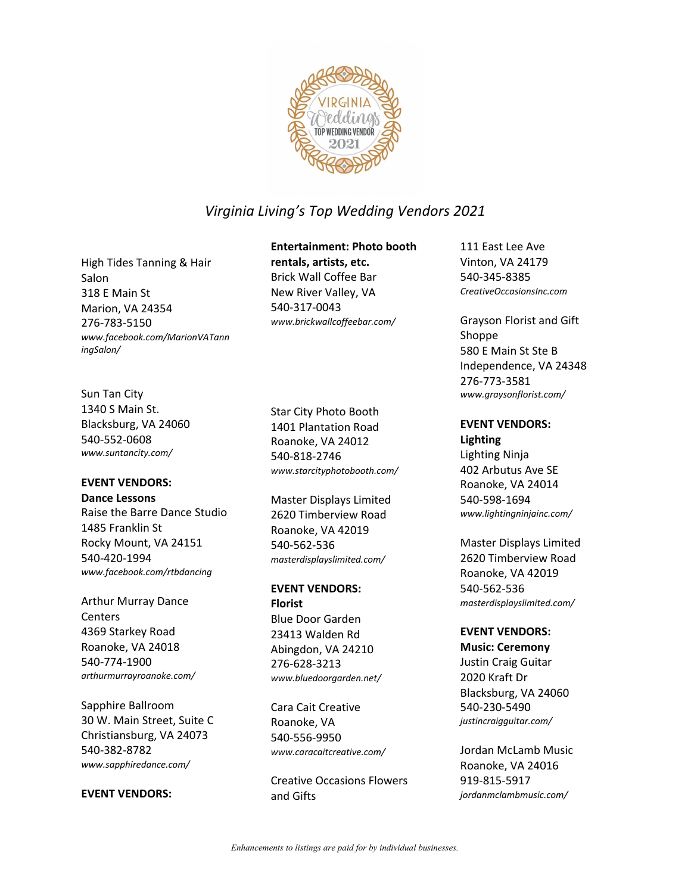*Virginia Living's Top Wedding Vendors 2021*

High Tides Tanning & Hair Salon
318 E Main St
Marion, VA 24354
276-783-5150
*www.facebook.com/MarionVATanningSalon/*

Sun Tan City
1340 S Main St.
Blacksburg, VA 24060
540-552-0608
*www.suntancity.com/*

**EVENT VENDORS: Dance Lessons**

Raise the Barre Dance Studio
1485 Franklin St
Rocky Mount, VA 24151
540-420-1994
*www.facebook.com/rtbdancing*

Arthur Murray Dance Centers
4369 Starkey Road
Roanoke, VA 24018
540-774-1900
*arthurmurrayroanoke.com/*

Sapphire Ballroom
30 W. Main Street, Suite C
Christiansburg, VA 24073
540-382-8782
*www.sapphiredance.com/*

**EVENT VENDORS: Entertainment: Photo booth rentals, artists, etc.**

Brick Wall Coffee Bar
New River Valley, VA
540-317-0043
*www.brickwallcoffeebar.com/*

Star City Photo Booth
1401 Plantation Road
Roanoke, VA 24012
540-818-2746
*www.starcityphotobooth.com/*

Master Displays Limited
2620 Timberview Road
Roanoke, VA 42019
540-562-536
*masterdisplayslimited.com/*

**EVENT VENDORS: Florist**

Blue Door Garden
23413 Walden Rd
Abingdon, VA 24210
276-628-3213
*www.bluedoorgarden.net/*

Cara Cait Creative
Roanoke, VA
540-556-9950
*www.caracaitcreative.com/*

Creative Occasions Flowers and Gifts
111 East Lee Ave
Vinton, VA 24179
540-345-8385
*CreativeOccasionsInc.com*

Grayson Florist and Gift Shoppe
580 E Main St Ste B
Independence, VA 24348
276-773-3581
*www.graysonflorist.com/*

**EVENT VENDORS: Lighting**

Lighting Ninja
402 Arbutus Ave SE
Roanoke, VA 24014
540-598-1694
*www.lightingninjainc.com/*

Master Displays Limited
2620 Timberview Road
Roanoke, VA 42019
540-562-536
*masterdisplayslimited.com/*

**EVENT VENDORS: Music: Ceremony**

Justin Craig Guitar
2020 Kraft Dr
Blacksburg, VA 24060
540-230-5490
*justincraigguitar.com/*

Jordan McLamb Music
Roanoke, VA 24016
919-815-5917
*jordanmclambmusic.com/*

*Enhancements to listings are paid for by individual businesses.*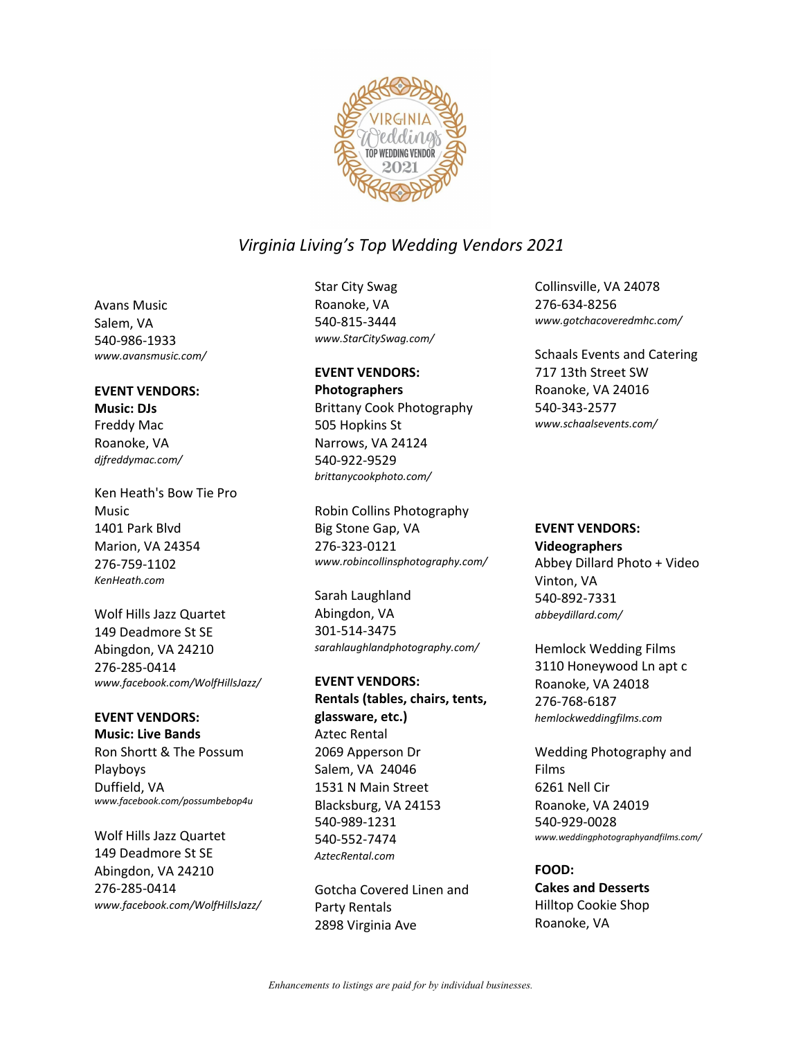*Virginia Living's Top Wedding Vendors 2021*

Avans Music
Salem, VA
540-986-1933
*www.avansmusic.com/*

**EVENT VENDORS:**
**Music: DJs**
Freddy Mac
Roanoke, VA
*djfreddymac.com/*

Ken Heath's Bow Tie Pro Music
1401 Park Blvd
Marion, VA 24354
276-759-1102
*KenHeath.com*

Wolf Hills Jazz Quartet
149 Deadmore St SE
Abingdon, VA 24210
276-285-0414
*www.facebook.com/WolfHillsJazz/*

**EVENT VENDORS:**
**Music: Live Bands**
Ron Shortt & The Possum Playboys
Duffield, VA
*www.facebook.com/possumbebop4u*

Wolf Hills Jazz Quartet
149 Deadmore St SE
Abingdon, VA 24210
276-285-0414
*www.facebook.com/WolfHillsJazz/*

Star City Swag
Roanoke, VA
540-815-3444
*www.StarCitySwag.com/*

**EVENT VENDORS:**
**Photographers**
Brittany Cook Photography
505 Hopkins St
Narrows, VA 24124
540-922-9529
*brittanycookphoto.com/*

Robin Collins Photography
Big Stone Gap, VA
276-323-0121
*www.robincollinsphotography.com/*

Sarah Laughland
Abingdon, VA
301-514-3475
*sarahlaughlandphotography.com/*

**EVENT VENDORS:**
**Rentals (tables, chairs, tents, glassware, etc.)**
Aztec Rental
2069 Apperson Dr
Salem, VA 24046
1531 N Main Street
Blacksburg, VA 24153
540-989-1231
540-552-7474
*AztecRental.com*

Gotcha Covered Linen and Party Rentals
2898 Virginia Ave
Collinsville, VA 24078
276-634-8256
*www.gotchacoveredmhc.com/*

Schaals Events and Catering
717 13th Street SW
Roanoke, VA 24016
540-343-2577
*www.schaalsevents.com/*

**EVENT VENDORS:**
**Videographers**
Abbey Dillard Photo + Video
Vinton, VA
540-892-7331
*abbeydillard.com/*

Hemlock Wedding Films
3110 Honeywood Ln apt c
Roanoke, VA 24018
276-768-6187
*hemlockweddingfilms.com*

Wedding Photography and Films
6261 Nell Cir
Roanoke, VA 24019
540-929-0028
*www.weddingphotographyandfilms.com/*

**FOOD:**
**Cakes and Desserts**
Hilltop Cookie Shop
Roanoke, VA

*Enhancements to listings are paid for by individual businesses.*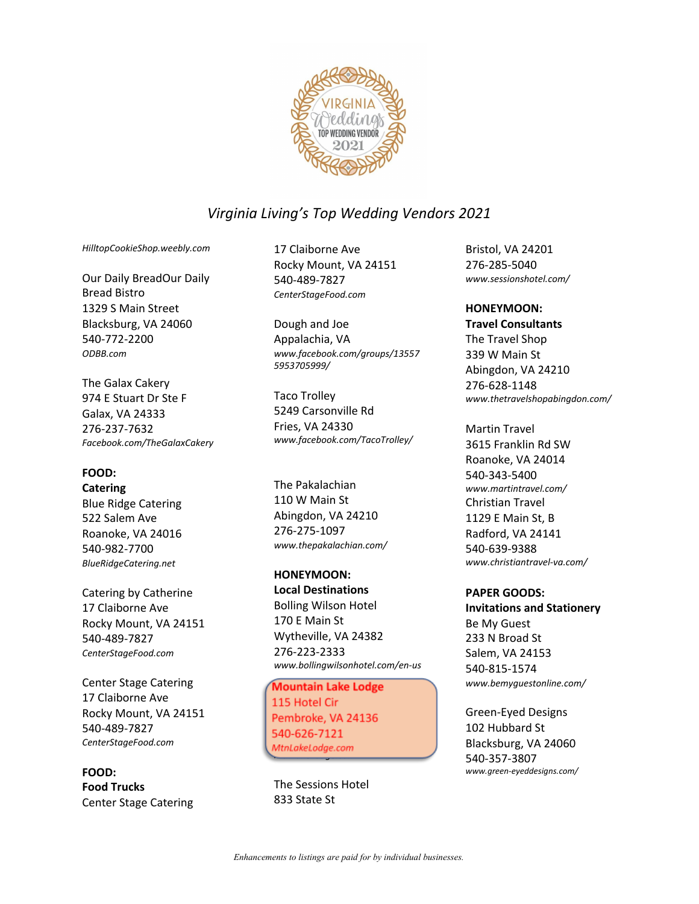VIRGINIA Weddings TOP WEDDING VENDOR 2021

*Virginia Living's Top Wedding Vendors 2021*

*HilltopCookieShop.weebly.com*

Our Daily BreadOur Daily Bread Bistro
1329 S Main Street
Blacksburg, VA 24060
540-772-2200
*ODBB.com*

The Galax Cakery
974 E Stuart Dr Ste F
Galax, VA 24333
276-237-7632
*Facebook.com/TheGalaxCakery*

**FOOD:**
**Catering**

Blue Ridge Catering
522 Salem Ave
Roanoke, VA 24016
540-982-7700
*BlueRidgeCatering.net*

Catering by Catherine
17 Claiborne Ave
Rocky Mount, VA 24151
540-489-7827
*CenterStageFood.com*

Center Stage Catering
17 Claiborne Ave
Rocky Mount, VA 24151
540-489-7827
*CenterStageFood.com*

**FOOD:**
**Food Trucks**

Center Stage Catering
17 Claiborne Ave
Rocky Mount, VA 24151
540-489-7827
*CenterStageFood.com*

Dough and Joe
Appalachia, VA
*www.facebook.com/groups/135575953705999/*

Taco Trolley
5249 Carsonville Rd
Fries, VA 24330
*www.facebook.com/TacoTrolley/*

The Pakalachian
110 W Main St
Abingdon, VA 24210
276-275-1097
*www.thepakalachian.com/*

**HONEYMOON:**
**Local Destinations**

Bolling Wilson Hotel
170 E Main St
Wytheville, VA 24382
276-223-2333
*www.bollingwilsonhotel.com/en-us*

**Mountain Lake Lodge**
115 Hotel Cir
Pembroke, VA 24136
540-626-7121
*MtnLakeLodge.com*

The Sessions Hotel
833 State St
Bristol, VA 24201
276-285-5040
*www.sessionshotel.com/*

**HONEYMOON:**
**Travel Consultants**

The Travel Shop
339 W Main St
Abingdon, VA 24210
276-628-1148
*www.thetravelshopabingdon.com/*

Martin Travel
3615 Franklin Rd SW
Roanoke, VA 24014
540-343-5400
*www.martintravel.com/*

Christian Travel
1129 E Main St, B
Radford, VA 24141
540-639-9388
*www.christiantravel-va.com/*

**PAPER GOODS:**
**Invitations and Stationery**

Be My Guest
233 N Broad St
Salem, VA 24153
540-815-1574
*www.bemyguestonline.com/*

Green-Eyed Designs
102 Hubbard St
Blacksburg, VA 24060
540-357-3807
*www.green-eyeddesigns.com/*

*Enhancements to listings are paid for by individual businesses.*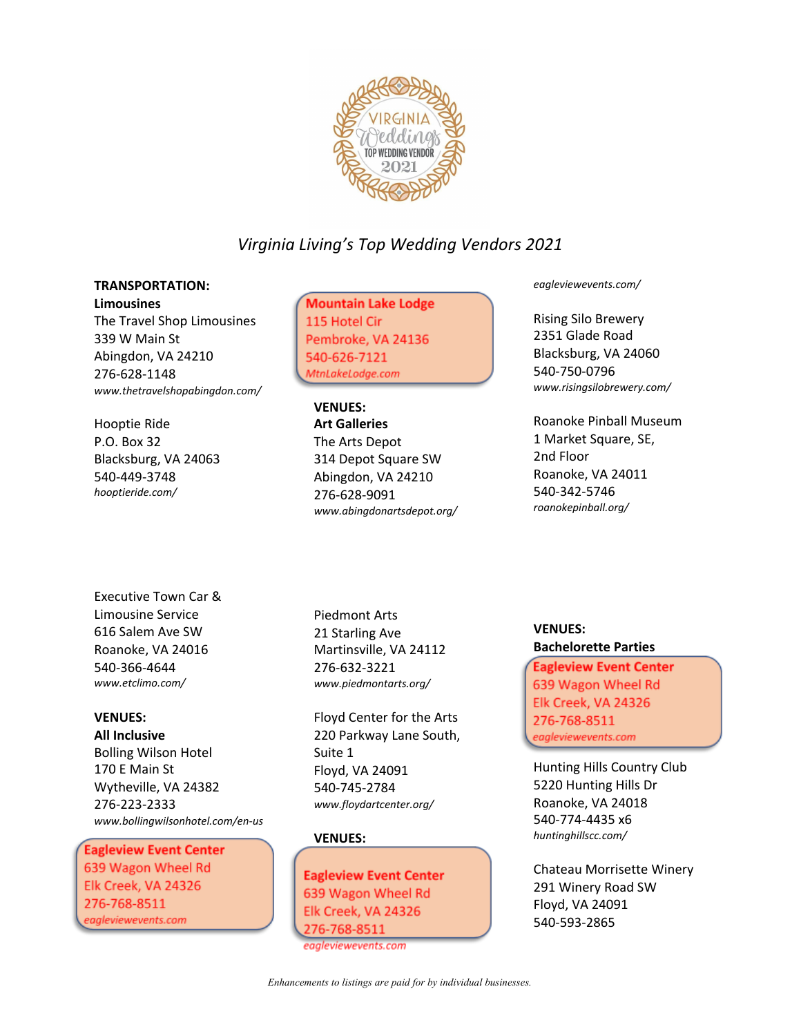VIRGINIA Weddings TOP WEDDING VENDOR 2021

*Virginia Living's Top Wedding Vendors 2021*

**TRANSPORTATION:**

**Limousines**

The Travel Shop Limousines
339 W Main St
Abingdon, VA 24210
276-628-1148
*www.thetravelshopabingdon.com/*

Hooptie Ride
P.O. Box 32
Blacksburg, VA 24063
540-449-3748
*hooptieride.com/*

Executive Town Car &
Limousine Service
616 Salem Ave SW
Roanoke, VA 24016
540-366-4644
*www.etclimo.com/*

**VENUES:**

**All Inclusive**

Bolling Wilson Hotel
170 E Main St
Wytheville, VA 24382
276-223-2333
*www.bollingwilsonhotel.com/en-us*

**Eagleview Event Center**
639 Wagon Wheel Rd
Elk Creek, VA 24326
276-768-8511
*eagleviewevents.com*

**Mountain Lake Lodge**
115 Hotel Cir
Pembroke, VA 24136
540-626-7121
*MtnLakeLodge.com*

**VENUES:**

**Art Galleries**

The Arts Depot
314 Depot Square SW
Abingdon, VA 24210
276-628-9091
*www.abingdonartsdepot.org/*

Piedmont Arts
21 Starling Ave
Martinsville, VA 24112
276-632-3221
*www.piedmontarts.org/*

Floyd Center for the Arts
220 Parkway Lane South,
Suite 1
Floyd, VA 24091
540-745-2784
*www.floydartcenter.org/*

**VENUES:**

**Eagleview Event Center**
639 Wagon Wheel Rd
Elk Creek, VA 24326
276-768-8511
*eagleviewevents.com*

*eagleviewevents.com/*

Rising Silo Brewery
2351 Glade Road
Blacksburg, VA 24060
540-750-0796
*www.risingsilobrewery.com/*

Roanoke Pinball Museum
1 Market Square, SE,
2nd Floor
Roanoke, VA 24011
540-342-5746
*roanokepinball.org/*

**VENUES:**

**Bachelorette Parties**

**Eagleview Event Center**
639 Wagon Wheel Rd
Elk Creek, VA 24326
276-768-8511
*eagleviewevents.com*

Hunting Hills Country Club
5220 Hunting Hills Dr
Roanoke, VA 24018
540-774-4435 x6
*huntinghillscc.com/*

Chateau Morrisette Winery
291 Winery Road SW
Floyd, VA 24091
540-593-2865

*Enhancements to listings are paid for by individual businesses.*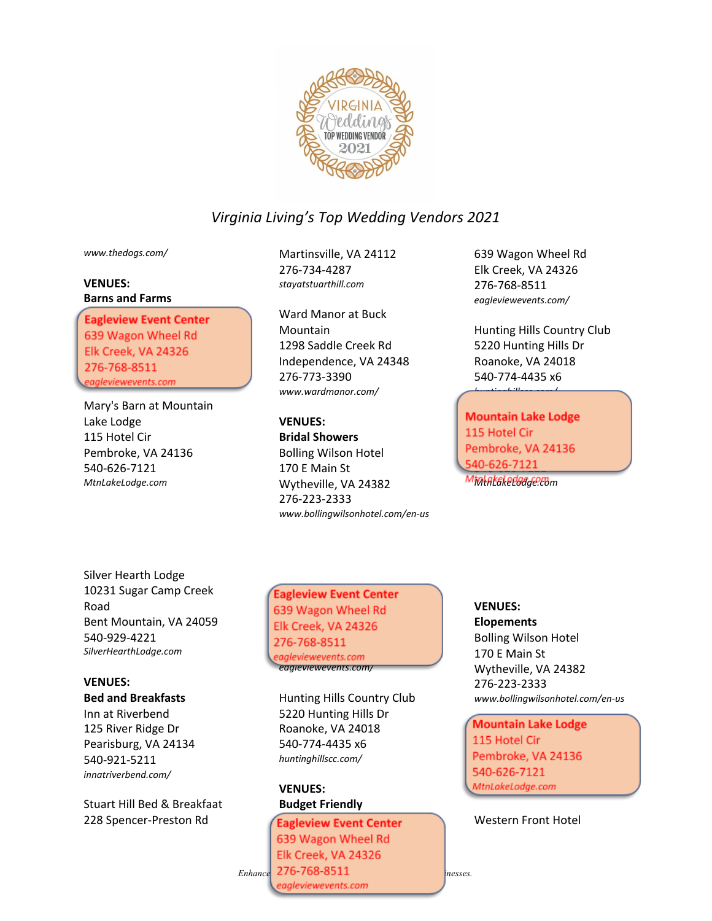VIRGINIA Weddings TOP WEDDING VENDOR 2021

*Virginia Living's Top Wedding Vendors 2021*

*www.thedogs.com/*

**VENUES:**
**Barns and Farms**

Eagleview Event Center
639 Wagon Wheel Rd
Elk Creek, VA 24326
276-768-8511
*eagleviewevents.com*

Mary's Barn at Mountain Lake Lodge
115 Hotel Cir
Pembroke, VA 24136
540-626-7121
*MtnLakeLodge.com*

Martinsville, VA 24112
276-734-4287
*stayatstuarthill.com*

Ward Manor at Buck Mountain
1298 Saddle Creek Rd
Independence, VA 24348
276-773-3390
*www.wardmanor.com/*

**VENUES:**
**Bridal Showers**

Bolling Wilson Hotel
170 E Main St
Wytheville, VA 24382
276-223-2333
*www.bollingwilsonhotel.com/en-us*

639 Wagon Wheel Rd
Elk Creek, VA 24326
276-768-8511
*eagleviewevents.com/*

Hunting Hills Country Club
5220 Hunting Hills Dr
Roanoke, VA 24018
540-774-4435 x6
*huntinghillscc.com/*

Mountain Lake Lodge
115 Hotel Cir
Pembroke, VA 24136
540-626-7121
*MtnLakeLodge.com*

Silver Hearth Lodge
10231 Sugar Camp Creek Road
Bent Mountain, VA 24059
540-929-4221
*SilverHearthLodge.com*

**VENUES:**
**Bed and Breakfasts**

Inn at Riverbend
125 River Ridge Dr
Pearisburg, VA 24134
540-921-5211
*innatriverbend.com/*

Stuart Hill Bed & Breakfaat
228 Spencer-Preston Rd

Eagleview Event Center
639 Wagon Wheel Rd
Elk Creek, VA 24326
276-768-8511
*eagleviewevents.com*

Hunting Hills Country Club
5220 Hunting Hills Dr
Roanoke, VA 24018
540-774-4435 x6
*huntinghillscc.com/*

**VENUES:**
**Budget Friendly**

Eagleview Event Center
639 Wagon Wheel Rd
Elk Creek, VA 24326
276-768-8511
*eagleviewevents.com*

**VENUES:**
**Elopements**

Bolling Wilson Hotel
170 E Main St
Wytheville, VA 24382
276-223-2333
*www.bollingwilsonhotel.com/en-us*

Mountain Lake Lodge
115 Hotel Cir
Pembroke, VA 24136
540-626-7121
*MtnLakeLodge.com*

Western Front Hotel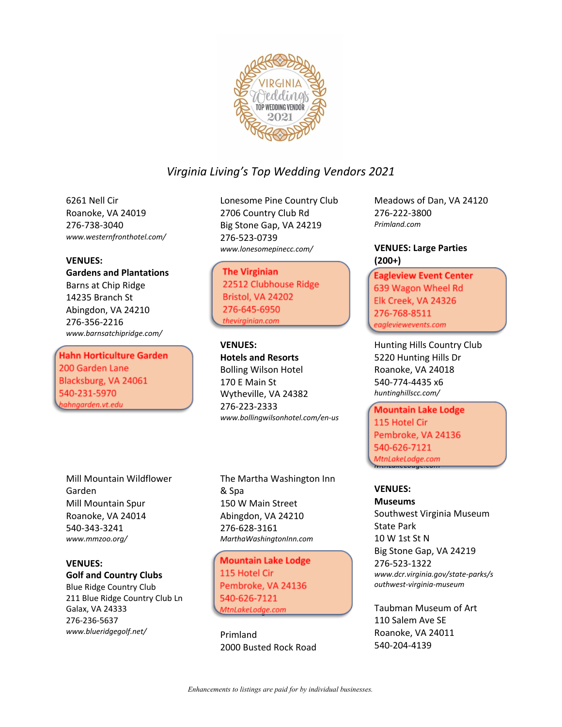VIRGINIA Weddings TOP WEDDING VENDOR 2021

*Virginia Living's Top Wedding Vendors 2021*

6261 Nell Cir
Roanoke, VA 24019
276-738-3040
*www.westernfronthotel.com/*

**VENUES:**
**Gardens and Plantations**

Barns at Chip Ridge
14235 Branch St
Abingdon, VA 24210
276-356-2216
*www.barnsatchipridge.com/*

**Hahn Horticulture Garden**
200 Garden Lane
Blacksburg, VA 24061
540-231-5970
*hahngarden.vt.edu*

Mill Mountain Wildflower Garden
Mill Mountain Spur
Roanoke, VA 24014
540-343-3241
*www.mmzoo.org/*

**VENUES:**
**Golf and Country Clubs**

Blue Ridge Country Club
211 Blue Ridge Country Club Ln
Galax, VA 24333
276-236-5637
*www.blueridgegolf.net/*

Lonesome Pine Country Club
2706 Country Club Rd
Big Stone Gap, VA 24219
276-523-0739
*www.lonesomepinecc.com/*

**The Virginian**
22512 Clubhouse Ridge
Bristol, VA 24202
276-645-6950
*thevirginian.com*

**VENUES:**
**Hotels and Resorts**

Bolling Wilson Hotel
170 E Main St
Wytheville, VA 24382
276-223-2333
*www.bollingwilsonhotel.com/en-us*

The Martha Washington Inn & Spa
150 W Main Street
Abingdon, VA 24210
276-628-3161
*MarthaWashingtonInn.com*

**Mountain Lake Lodge**
115 Hotel Cir
Pembroke, VA 24136
540-626-7121
*MtnLakeLodge.com*

Primland
2000 Busted Rock Road
Meadows of Dan, VA 24120
276-222-3800
*Primland.com*

**VENUES: Large Parties (200+)**

**Eagleview Event Center**
639 Wagon Wheel Rd
Elk Creek, VA 24326
276-768-8511
*eagleviewevents.com*

Hunting Hills Country Club
5220 Hunting Hills Dr
Roanoke, VA 24018
540-774-4435 x6
*huntinghillscc.com/*

**Mountain Lake Lodge**
115 Hotel Cir
Pembroke, VA 24136
540-626-7121
*MtnLakeLodge.com*

**VENUES:**
**Museums**

Southwest Virginia Museum State Park
10 W 1st St N
Big Stone Gap, VA 24219
276-523-1322
*www.dcr.virginia.gov/state-parks/southwest-virginia-museum*

Taubman Museum of Art
110 Salem Ave SE
Roanoke, VA 24011
540-204-4139

*Enhancements to listings are paid for by individual businesses.*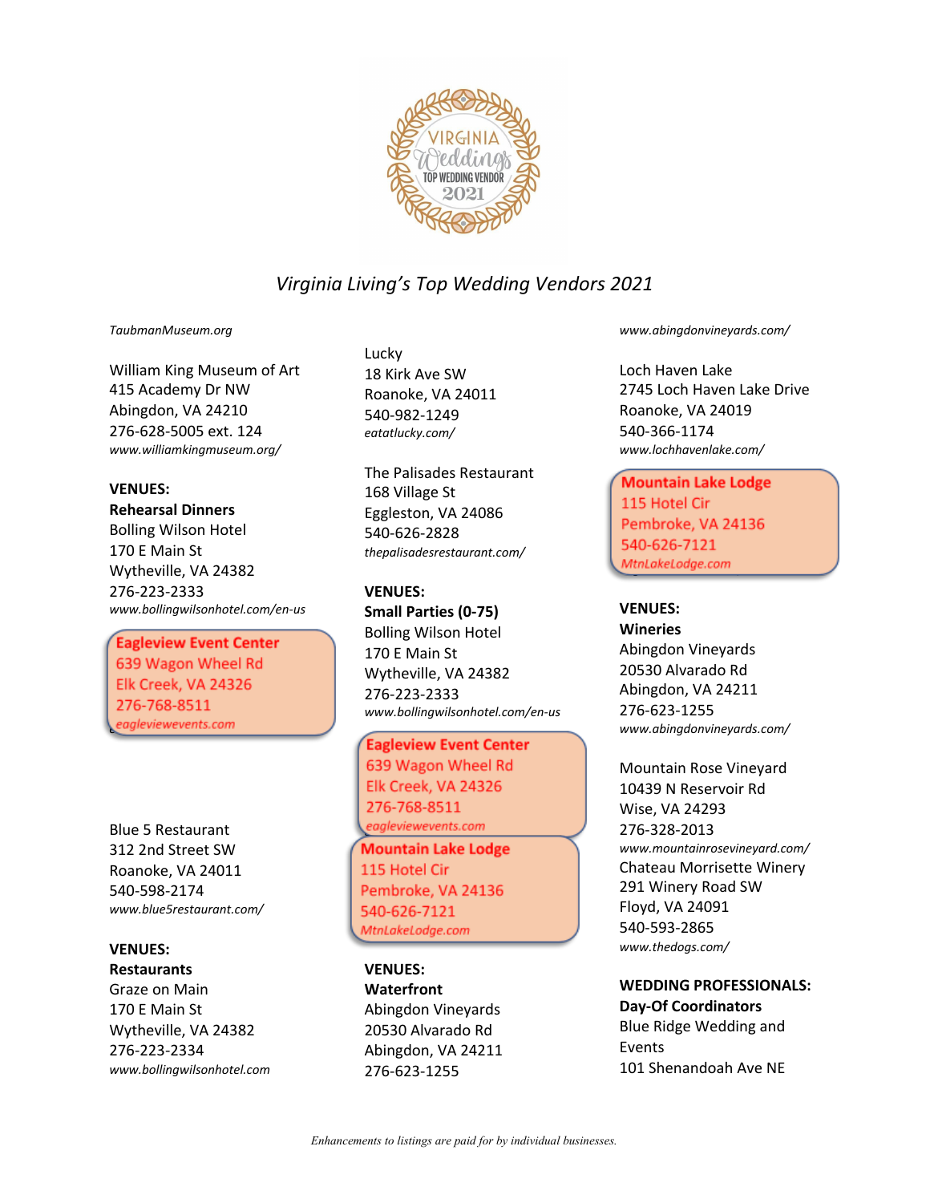VIRGINIA Weddings TOP WEDDING VENDOR 2021

*Virginia Living's Top Wedding Vendors 2021*

*TaubmanMuseum.org*

William King Museum of Art
415 Academy Dr NW
Abingdon, VA 24210
276-628-5005 ext. 124
*www.williamkingmuseum.org/*

**VENUES:**
**Rehearsal Dinners**

Bolling Wilson Hotel
170 E Main St
Wytheville, VA 24382
276-223-2333
*www.bollingwilsonhotel.com/en-us*

**Eagleview Event Center**
639 Wagon Wheel Rd
Elk Creek, VA 24326
276-768-8511
*eagleviewevents.com*

Blue 5 Restaurant
312 2nd Street SW
Roanoke, VA 24011
540-598-2174
*www.blue5restaurant.com/*

**VENUES:**
**Restaurants**

Graze on Main
170 E Main St
Wytheville, VA 24382
276-223-2334
*www.bollingwilsonhotel.com*

Lucky
18 Kirk Ave SW
Roanoke, VA 24011
540-982-1249
*eatatlucky.com/*

The Palisades Restaurant
168 Village St
Eggleston, VA 24086
540-626-2828
*thepalisadesrestaurant.com/*

**VENUES:**
**Small Parties (0-75)**

Bolling Wilson Hotel
170 E Main St
Wytheville, VA 24382
276-223-2333
*www.bollingwilsonhotel.com/en-us*

**Eagleview Event Center**
639 Wagon Wheel Rd
Elk Creek, VA 24326
276-768-8511
*eagleviewevents.com*

**Mountain Lake Lodge**
115 Hotel Cir
Pembroke, VA 24136
540-626-7121
*MtnLakeLodge.com*

**VENUES:**
**Waterfront**

Abingdon Vineyards
20530 Alvarado Rd
Abingdon, VA 24211
276-623-1255
*www.abingdonvineyards.com/*

Loch Haven Lake
2745 Loch Haven Lake Drive
Roanoke, VA 24019
540-366-1174
*www.lochhavenlake.com/*

**Mountain Lake Lodge**
115 Hotel Cir
Pembroke, VA 24136
540-626-7121
*MtnLakeLodge.com*

**VENUES:**
**Wineries**

Abingdon Vineyards
20530 Alvarado Rd
Abingdon, VA 24211
276-623-1255
*www.abingdonvineyards.com/*

Mountain Rose Vineyard
10439 N Reservoir Rd
Wise, VA 24293
276-328-2013
*www.mountainrosevineyard.com/*

Chateau Morrisette Winery
291 Winery Road SW
Floyd, VA 24091
540-593-2865
*www.thedogs.com/*

**WEDDING PROFESSIONALS:**
**Day-Of Coordinators**

Blue Ridge Wedding and Events
101 Shenandoah Ave NE

*Enhancements to listings are paid for by individual businesses.*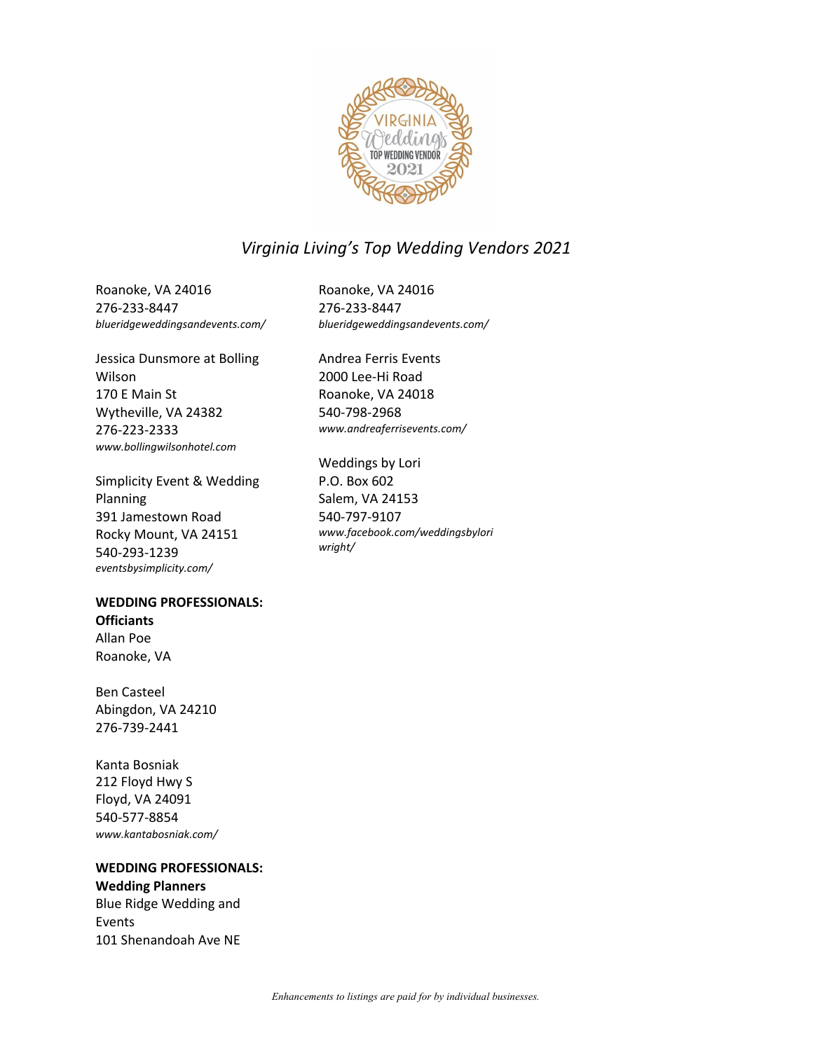*Virginia Living's Top Wedding Vendors 2021*

Roanoke, VA 24016
276-233-8447
*blueridgeweddingsandevents.com/*

Jessica Dunsmore at Bolling Wilson
170 E Main St
Wytheville, VA 24382
276-223-2333
*www.bollingwilsonhotel.com*

Simplicity Event & Wedding Planning
391 Jamestown Road
Rocky Mount, VA 24151
540-293-1239
*eventsbysimplicity.com/*

**WEDDING PROFESSIONALS:**
**Officiants**

Allan Poe
Roanoke, VA

Ben Casteel
Abingdon, VA 24210
276-739-2441

Kanta Bosniak
212 Floyd Hwy S
Floyd, VA 24091
540-577-8854
*www.kantabosniak.com/*

**WEDDING PROFESSIONALS:**
**Wedding Planners**

Blue Ridge Wedding and Events
101 Shenandoah Ave NE
Roanoke, VA 24016
276-233-8447
*blueridgeweddingsandevents.com/*

Andrea Ferris Events
2000 Lee-Hi Road
Roanoke, VA 24018
540-798-2968
*www.andreaferrisevents.com/*

Weddings by Lori
P.O. Box 602
Salem, VA 24153
540-797-9107
*www.facebook.com/weddingsbylori wright/*

*Enhancements to listings are paid for by individual businesses.*